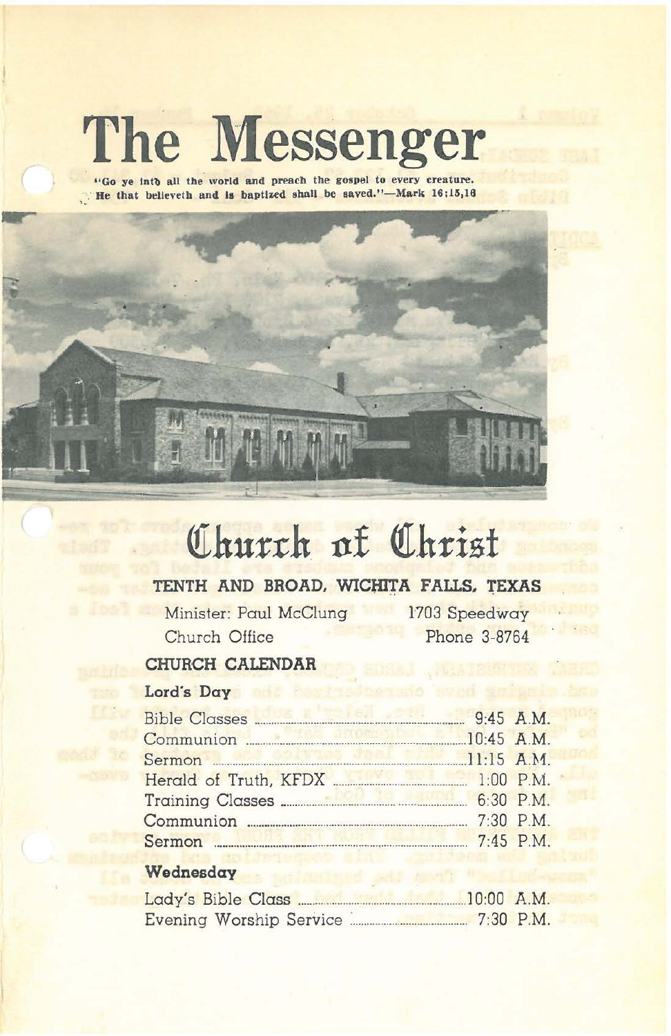# The Messenger

"Go ye into all the world and preach the gospel to every creature. He that believeth and is baptized shall be saved."—Mark 16:15,16

# Church of Christ

**TENTH AND BROAD, WICHITA FALLS, TEXAS**

| | |
|---|---|
| Minister: Paul McClung | 1703 Speedway |
| Church Office | Phone 3-8764 |

## CHURCH CALENDAR

### Lord's Day

| | |
|---|---|
| Bible Classes | 9:45 A.M. |
| Communion | 10:45 A.M. |
| Sermon | 11:15 A.M. |
| Herald of Truth, KFDX | 1:00 P.M. |
| Training Classes | 6:30 P.M. |
| Communion | 7:30 P.M. |
| Sermon | 7:45 P.M. |

### Wednesday

| | |
|---|---|
| Lady's Bible Class | 10:00 A.M. |
| Evening Worship Service | 7:30 P.M. |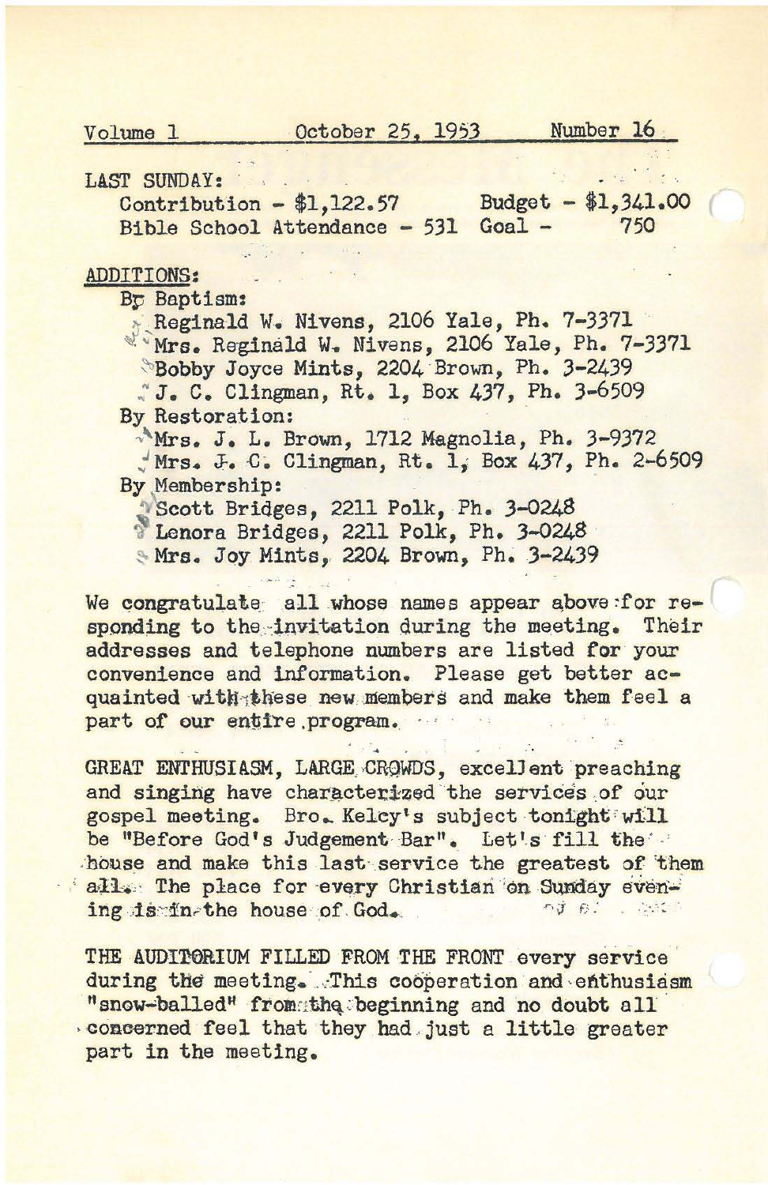Volume 1 October 25, 1953 Number 16

LAST SUNDAY:

Contribution - $1,122.57 Budget - $1,341.00
Bible School Attendance - 531 Goal - 750

ADDITIONS:

By Baptism:
- Reginald W. Nivens, 2106 Yale, Ph. 7-3371
- Mrs. Reginald W. Nivens, 2106 Yale, Ph. 7-3371
- Bobby Joyce Mints, 2204 Brown, Ph. 3-2439
- J. C. Clingman, Rt. 1, Box 437, Ph. 3-6509

By Restoration:
- Mrs. J. L. Brown, 1712 Magnolia, Ph. 3-9372
- Mrs. J. C. Clingman, Rt. 1, Box 437, Ph. 2-6509

By Membership:
- Scott Bridges, 2211 Polk, Ph. 3-0248
- Lenora Bridges, 2211 Polk, Ph. 3-0248
- Mrs. Joy Mints, 2204 Brown, Ph. 3-2439

We congratulate all whose names appear above for responding to the invitation during the meeting. Their addresses and telephone numbers are listed for your convenience and information. Please get better acquainted with these new members and make them feel a part of our entire program.

GREAT ENTHUSIASM, LARGE CROWDS, excellent preaching and singing have characterized the services of our gospel meeting. Bro. Kelcy's subject tonight will be "Before God's Judgement Bar". Let's fill the house and make this last service the greatest of them all. The place for every Christian on Sunday evening is in the house of God.

THE AUDITORIUM FILLED FROM THE FRONT every service during the meeting. This coöperation and enthusiasm "snow-balled" from the beginning and no doubt all concerned feel that they had just a little greater part in the meeting.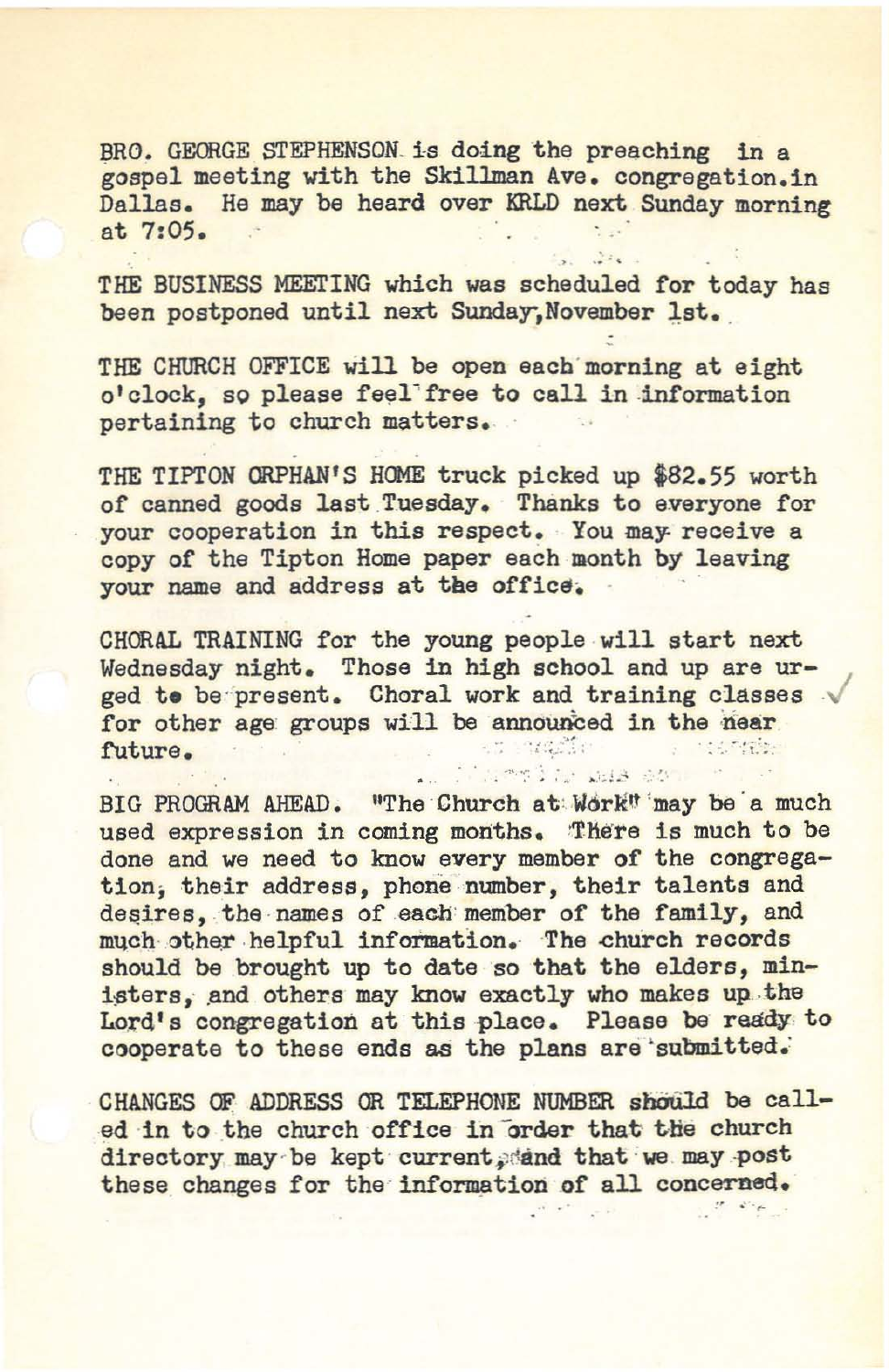BRO. GEORGE STEPHENSON is doing the preaching in a gospel meeting with the Skillman Ave. congregation.in Dallas. He may be heard over KRLD next Sunday morning at 7:05.

THE BUSINESS MEETING which was scheduled for today has been postponed until next Sunday, November 1st.

THE CHURCH OFFICE will be open each morning at eight o'clock, so please feel free to call in information pertaining to church matters.

THE TIPTON ORPHAN'S HOME truck picked up $82.55 worth of canned goods last Tuesday. Thanks to everyone for your cooperation in this respect. You may receive a copy of the Tipton Home paper each month by leaving your name and address at the office.

CHORAL TRAINING for the young people will start next Wednesday night. Those in high school and up are urged to be present. Choral work and training classes for other age groups will be announced in the near future.

BIG PROGRAM AHEAD. "The Church at Work" may be a much used expression in coming months. There is much to be done and we need to know every member of the congregation, their address, phone number, their talents and desires, the names of each member of the family, and much other helpful information. The church records should be brought up to date so that the elders, ministers, and others may know exactly who makes up the Lord's congregation at this place. Please be ready to cooperate to these ends as the plans are submitted.

CHANGES OF ADDRESS OR TELEPHONE NUMBER should be called in to the church office in order that the church directory may be kept current, and that we may post these changes for the information of all concerned.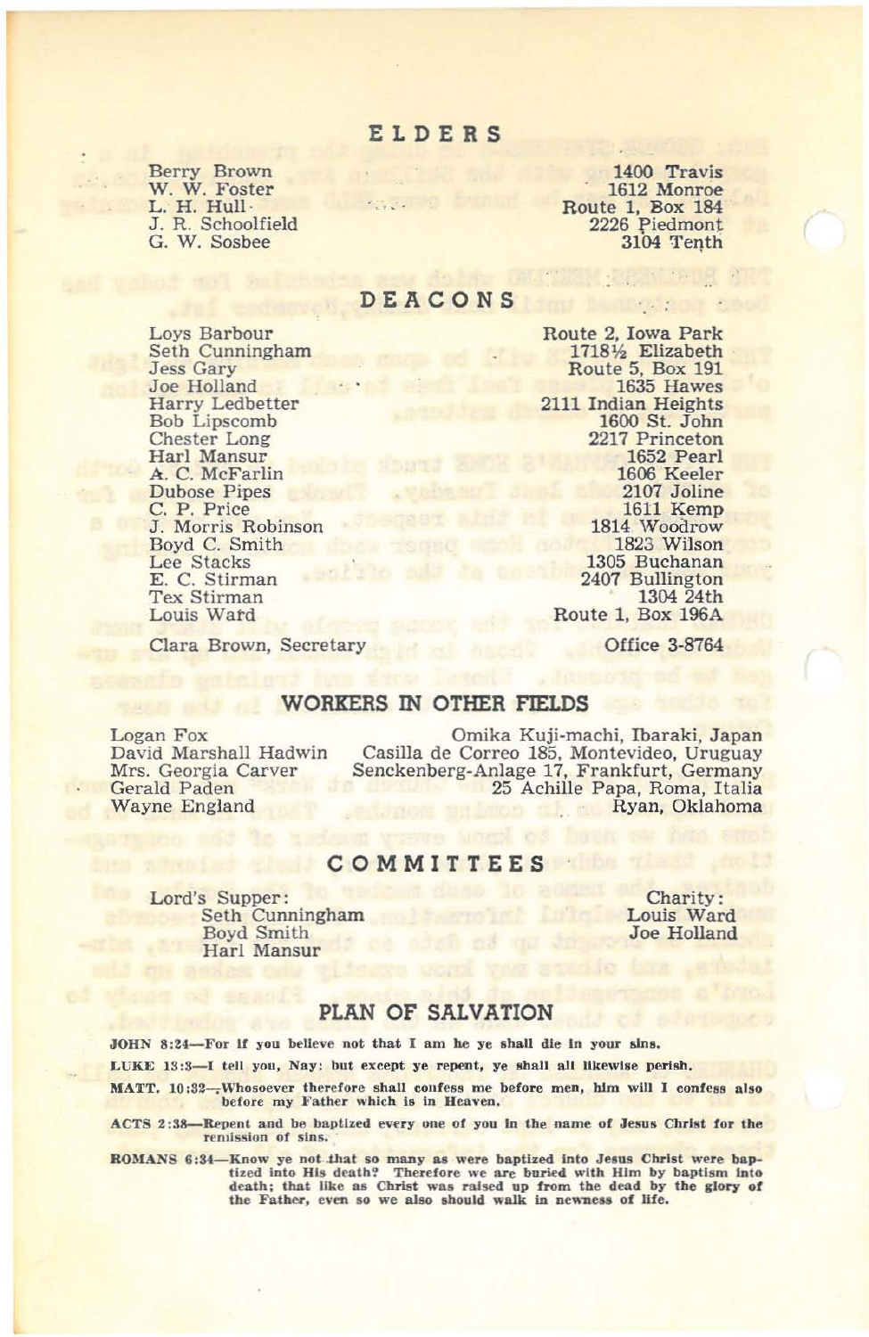## ELDERS

| | |
|---|---|
| Berry Brown | 1400 Travis |
| W. W. Foster | 1612 Monroe |
| L. H. Hull | Route 1, Box 184 |
| J. R. Schoolfield | 2226 Piedmont |
| G. W. Sosbee | 3104 Tenth |

## DEACONS

| | |
|---|---|
| Loys Barbour | Route 2, Iowa Park |
| Seth Cunningham | 1718½ Elizabeth |
| Jess Gary | Route 5, Box 191 |
| Joe Holland | 1635 Hawes |
| Harry Ledbetter | 2111 Indian Heights |
| Bob Lipscomb | 1600 St. John |
| Chester Long | 2217 Princeton |
| Harl Mansur | 1652 Pearl |
| A. C. McFarlin | 1606 Keeler |
| Dubose Pipes | 2107 Joline |
| C. P. Price | 1611 Kemp |
| J. Morris Robinson | 1814 Woodrow |
| Boyd C. Smith | 1823 Wilson |
| Lee Stacks | 1305 Buchanan |
| E. C. Stirman | 2407 Bullington |
| Tex Stirman | 1304 24th |
| Louis Ward | Route 1, Box 196A |

Clara Brown, Secretary — Office 3-8764

## WORKERS IN OTHER FIELDS

| | |
|---|---|
| Logan Fox | Omika Kuji-machi, Ibaraki, Japan |
| David Marshall Hadwin | Casilla de Correo 185, Montevideo, Uruguay |
| Mrs. Georgia Carver | Senckenberg-Anlage 17, Frankfurt, Germany |
| Gerald Paden | 25 Achille Papa, Roma, Italia |
| Wayne England | Ryan, Oklahoma |

## COMMITTEES

Lord's Supper:
- Seth Cunningham
- Boyd Smith
- Harl Mansur

Charity:
- Louis Ward
- Joe Holland

## PLAN OF SALVATION

**JOHN 8:24—For if you believe not that I am he ye shall die in your sins.**

**LUKE 13:3—I tell you, Nay: but except ye repent, ye shall all likewise perish.**

**MATT. 10:32—Whosoever therefore shall confess me before men, him will I confess also before my Father which is in Heaven.**

**ACTS 2:38—Repent and be baptized every one of you in the name of Jesus Christ for the remission of sins.**

**ROMANS 6:34—Know ye not that so many as were baptized into Jesus Christ were baptized into His death? Therefore we are buried with Him by baptism into death; that like as Christ was raised up from the dead by the glory of the Father, even so we also should walk in newness of life.**